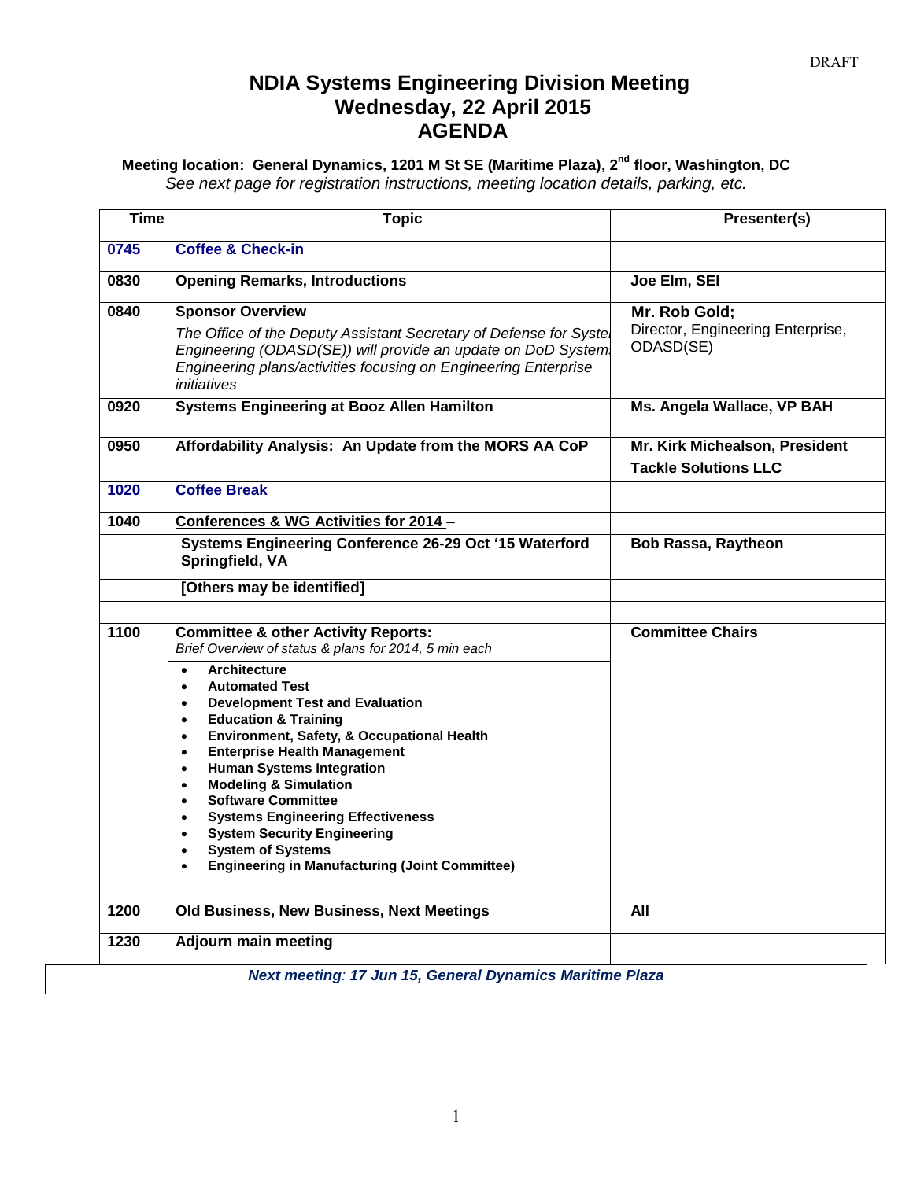DRAFT

# NDIA Systems Engineering Division Meeting
# Wednesday, 22 April 2015
# AGENDA

**Meeting location: General Dynamics, 1201 M St SE (Maritime Plaza), 2nd floor, Washington, DC**

*See next page for registration instructions, meeting location details, parking, etc.*

| Time | Topic | Presenter(s) |
|---|---|---|
| 0745 | **Coffee & Check-in** | |
| 0830 | **Opening Remarks, Introductions** | **Joe Elm, SEI** |
| 0840 | **Sponsor Overview**<br>*The Office of the Deputy Assistant Secretary of Defense for Systems Engineering (ODASD(SE)) will provide an update on DoD Systems Engineering plans/activities focusing on Engineering Enterprise initiatives* | **Mr. Rob Gold;**<br>Director, Engineering Enterprise, ODASD(SE) |
| 0920 | **Systems Engineering at Booz Allen Hamilton** | **Ms. Angela Wallace, VP BAH** |
| 0950 | **Affordability Analysis: An Update from the MORS AA CoP** | **Mr. Kirk Michealson, President**<br>**Tackle Solutions LLC** |
| 1020 | **Coffee Break** | |
| 1040 | **Conferences & WG Activities for 2014 –** | |
| | **Systems Engineering Conference 26-29 Oct '15 Waterford Springfield, VA** | **Bob Rassa, Raytheon** |
| | **[Others may be identified]** | |
| | | |
| 1100 | **Committee & other Activity Reports:**<br>*Brief Overview of status & plans for 2014, 5 min each*<br>• **Architecture**<br>• **Automated Test**<br>• **Development Test and Evaluation**<br>• **Education & Training**<br>• **Environment, Safety, & Occupational Health**<br>• **Enterprise Health Management**<br>• **Human Systems Integration**<br>• **Modeling & Simulation**<br>• **Software Committee**<br>• **Systems Engineering Effectiveness**<br>• **System Security Engineering**<br>• **System of Systems**<br>• **Engineering in Manufacturing (Joint Committee)** | **Committee Chairs** |
| 1200 | **Old Business, New Business, Next Meetings** | **All** |
| 1230 | **Adjourn main meeting** | |

***Next meeting: 17 Jun 15, General Dynamics Maritime Plaza***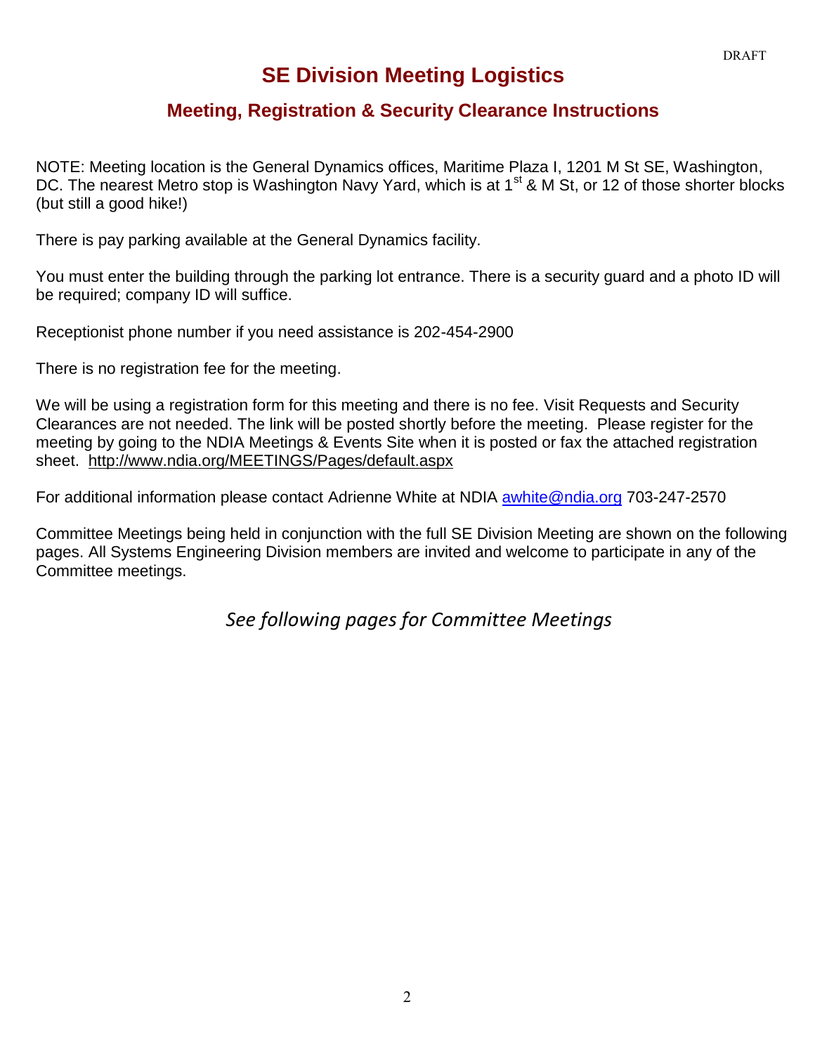DRAFT

# SE Division Meeting Logistics

## Meeting, Registration & Security Clearance Instructions

NOTE: Meeting location is the General Dynamics offices, Maritime Plaza I, 1201 M St SE, Washington, DC. The nearest Metro stop is Washington Navy Yard, which is at 1st & M St, or 12 of those shorter blocks (but still a good hike!)

There is pay parking available at the General Dynamics facility.

You must enter the building through the parking lot entrance. There is a security guard and a photo ID will be required; company ID will suffice.

Receptionist phone number if you need assistance is 202-454-2900

There is no registration fee for the meeting.

We will be using a registration form for this meeting and there is no fee. Visit Requests and Security Clearances are not needed. The link will be posted shortly before the meeting. Please register for the meeting by going to the NDIA Meetings & Events Site when it is posted or fax the attached registration sheet. http://www.ndia.org/MEETINGS/Pages/default.aspx

For additional information please contact Adrienne White at NDIA awhite@ndia.org 703-247-2570

Committee Meetings being held in conjunction with the full SE Division Meeting are shown on the following pages. All Systems Engineering Division members are invited and welcome to participate in any of the Committee meetings.

*See following pages for Committee Meetings*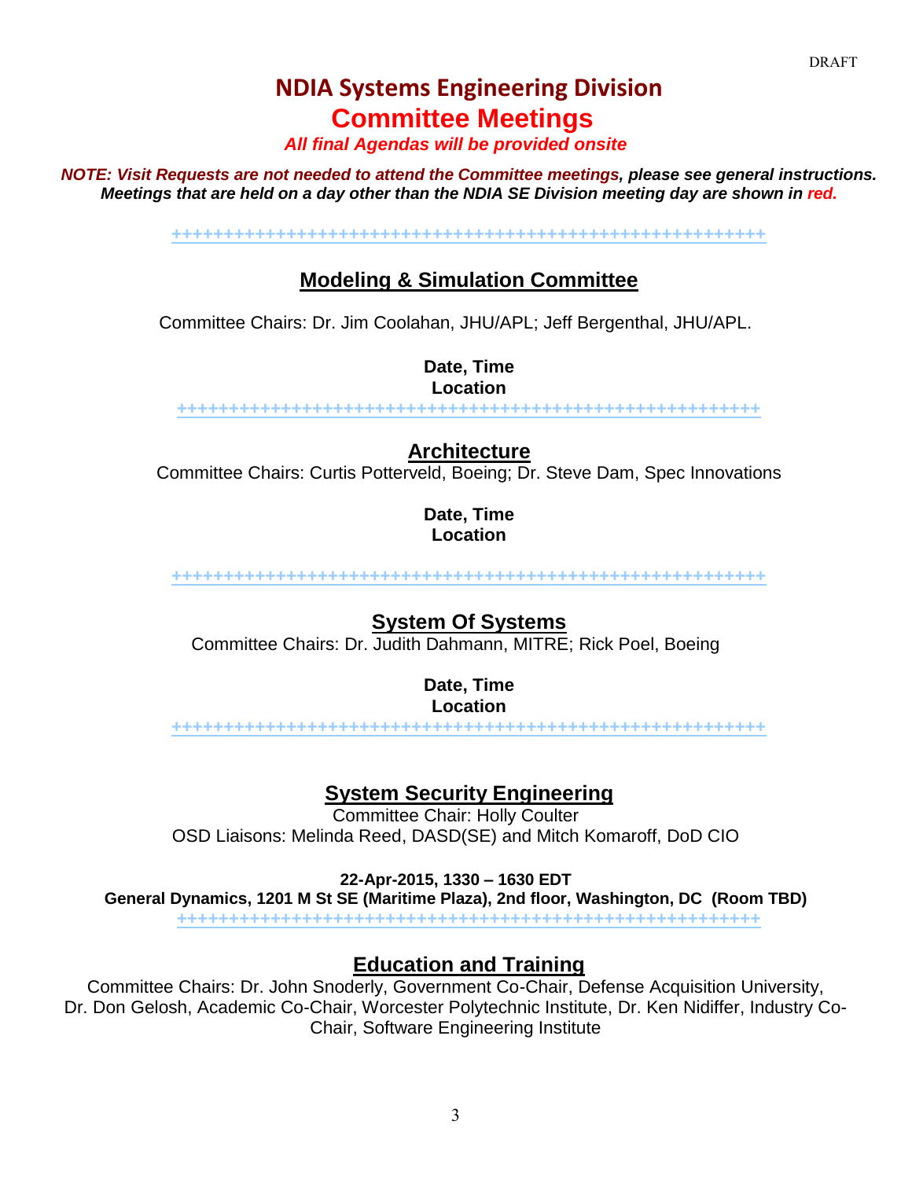DRAFT

# NDIA Systems Engineering Division

## Committee Meetings

***All final Agendas will be provided onsite***

***NOTE: Visit Requests are not needed to attend the Committee meetings, please see general instructions. Meetings that are held on a day other than the NDIA SE Division meeting day are shown in red.***

+++++++++++++++++++++++++++++++++++++++++++++++++++++++++++

### Modeling & Simulation Committee

Committee Chairs: Dr. Jim Coolahan, JHU/APL; Jeff Bergenthal, JHU/APL.

**Date, Time**
**Location**

+++++++++++++++++++++++++++++++++++++++++++++++++++++++++++

### Architecture

Committee Chairs: Curtis Potterveld, Boeing; Dr. Steve Dam, Spec Innovations

**Date, Time**
**Location**

+++++++++++++++++++++++++++++++++++++++++++++++++++++++++++

### System Of Systems

Committee Chairs: Dr. Judith Dahmann, MITRE; Rick Poel, Boeing

**Date, Time**
**Location**

+++++++++++++++++++++++++++++++++++++++++++++++++++++++++++

### System Security Engineering

Committee Chair: Holly Coulter
OSD Liaisons: Melinda Reed, DASD(SE) and Mitch Komaroff, DoD CIO

**22-Apr-2015, 1330 – 1630 EDT**
**General Dynamics, 1201 M St SE (Maritime Plaza), 2nd floor, Washington, DC (Room TBD)**

+++++++++++++++++++++++++++++++++++++++++++++++++++++++++++

### Education and Training

Committee Chairs: Dr. John Snoderly, Government Co-Chair, Defense Acquisition University, Dr. Don Gelosh, Academic Co-Chair, Worcester Polytechnic Institute, Dr. Ken Nidiffer, Industry Co-Chair, Software Engineering Institute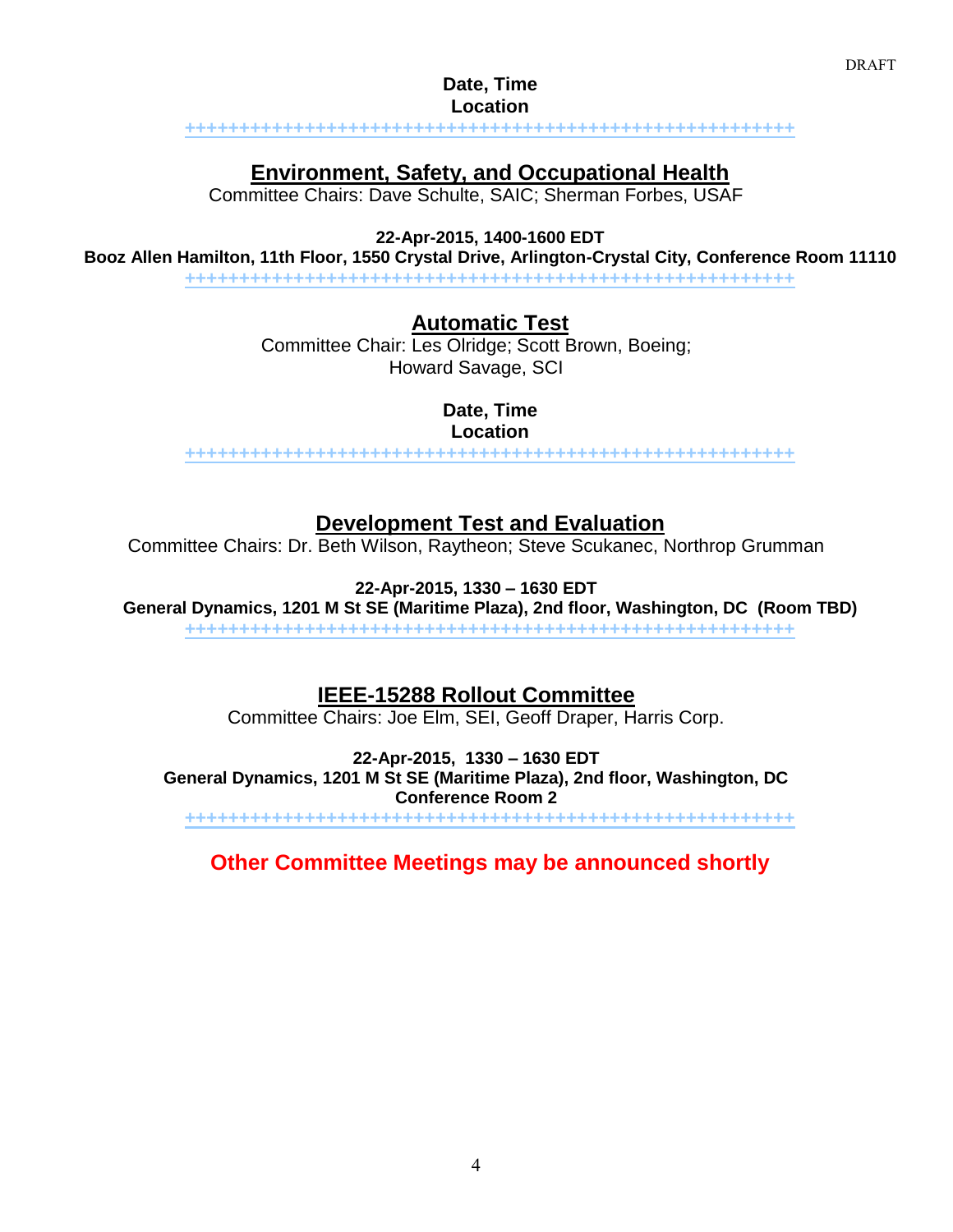**Date, Time**
**Location**

++++++++++++++++++++++++++++++++++++++++++++++++++++++++++++

## Environment, Safety, and Occupational Health

Committee Chairs: Dave Schulte, SAIC; Sherman Forbes, USAF

**22-Apr-2015, 1400-1600 EDT**
**Booz Allen Hamilton, 11th Floor, 1550 Crystal Drive, Arlington-Crystal City, Conference Room 11110**

++++++++++++++++++++++++++++++++++++++++++++++++++++++++++++

## Automatic Test

Committee Chair: Les Olridge; Scott Brown, Boeing;
Howard Savage, SCI

**Date, Time**
**Location**

++++++++++++++++++++++++++++++++++++++++++++++++++++++++++++

## Development Test and Evaluation

Committee Chairs: Dr. Beth Wilson, Raytheon; Steve Sculkanec, Northrop Grumman

**22-Apr-2015, 1330 – 1630 EDT**
**General Dynamics, 1201 M St SE (Maritime Plaza), 2nd floor, Washington, DC (Room TBD)**

++++++++++++++++++++++++++++++++++++++++++++++++++++++++++++

## IEEE-15288 Rollout Committee

Committee Chairs: Joe Elm, SEI, Geoff Draper, Harris Corp.

**22-Apr-2015, 1330 – 1630 EDT**
**General Dynamics, 1201 M St SE (Maritime Plaza), 2nd floor, Washington, DC**
**Conference Room 2**

++++++++++++++++++++++++++++++++++++++++++++++++++++++++++++

**Other Committee Meetings may be announced shortly**